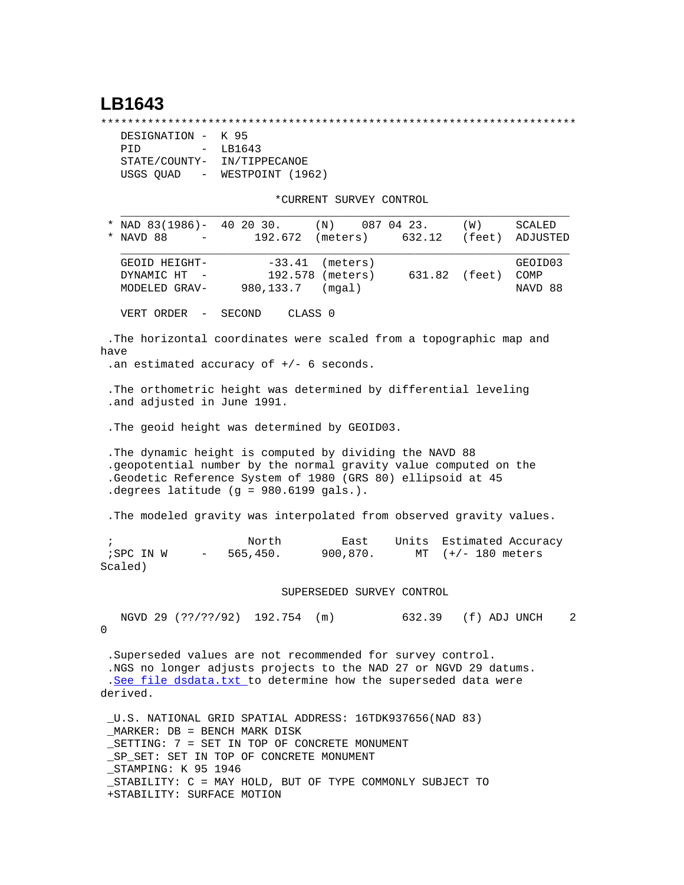# LB1643

```
***********************************************************************
 DESIGNATION -  K 95
 PID         -  LB1643
 STATE/COUNTY-  IN/TIPPECANOE
 USGS QUAD   -  WESTPOINT (1962)

                         *CURRENT SURVEY CONTROL
  ___________________________________________________________________
* NAD 83(1986)-  40 20 30.     (N)    087 04 23.     (W)     SCALED
* NAVD 88     -       192.672  (meters)     632.12   (feet)  ADJUSTED
  ___________________________________________________________________
  GEOID HEIGHT-         -33.41  (meters)                      GEOID03
  DYNAMIC HT  -         192.578 (meters)     631.82  (feet)   COMP
  MODELED GRAV-     980,133.7   (mgal)                        NAVD 88

  VERT ORDER  -  SECOND    CLASS 0

.The horizontal coordinates were scaled from a topographic map and
have
.an estimated accuracy of +/- 6 seconds.

.The orthometric height was determined by differential leveling
.and adjusted in June 1991.

.The geoid height was determined by GEOID03.

.The dynamic height is computed by dividing the NAVD 88
.geopotential number by the normal gravity value computed on the
.Geodetic Reference System of 1980 (GRS 80) ellipsoid at 45
.degrees latitude (g = 980.6199 gals.).

.The modeled gravity was interpolated from observed gravity values.

;                   North         East     Units  Estimated Accuracy
;SPC IN W     -   565,450.      900,870.     MT  (+/- 180 meters
Scaled)

                         SUPERSEDED SURVEY CONTROL

  NGVD 29 (??/??/92)  192.754  (m)          632.39   (f) ADJ UNCH    2
0

.Superseded values are not recommended for survey control.
.NGS no longer adjusts projects to the NAD 27 or NGVD 29 datums.
.See file dsdata.txt to determine how the superseded data were
derived.

_U.S. NATIONAL GRID SPATIAL ADDRESS: 16TDK937656(NAD 83)
_MARKER: DB = BENCH MARK DISK
_SETTING: 7 = SET IN TOP OF CONCRETE MONUMENT
_SP_SET: SET IN TOP OF CONCRETE MONUMENT
_STAMPING: K 95 1946
_STABILITY: C = MAY HOLD, BUT OF TYPE COMMONLY SUBJECT TO
+STABILITY: SURFACE MOTION
```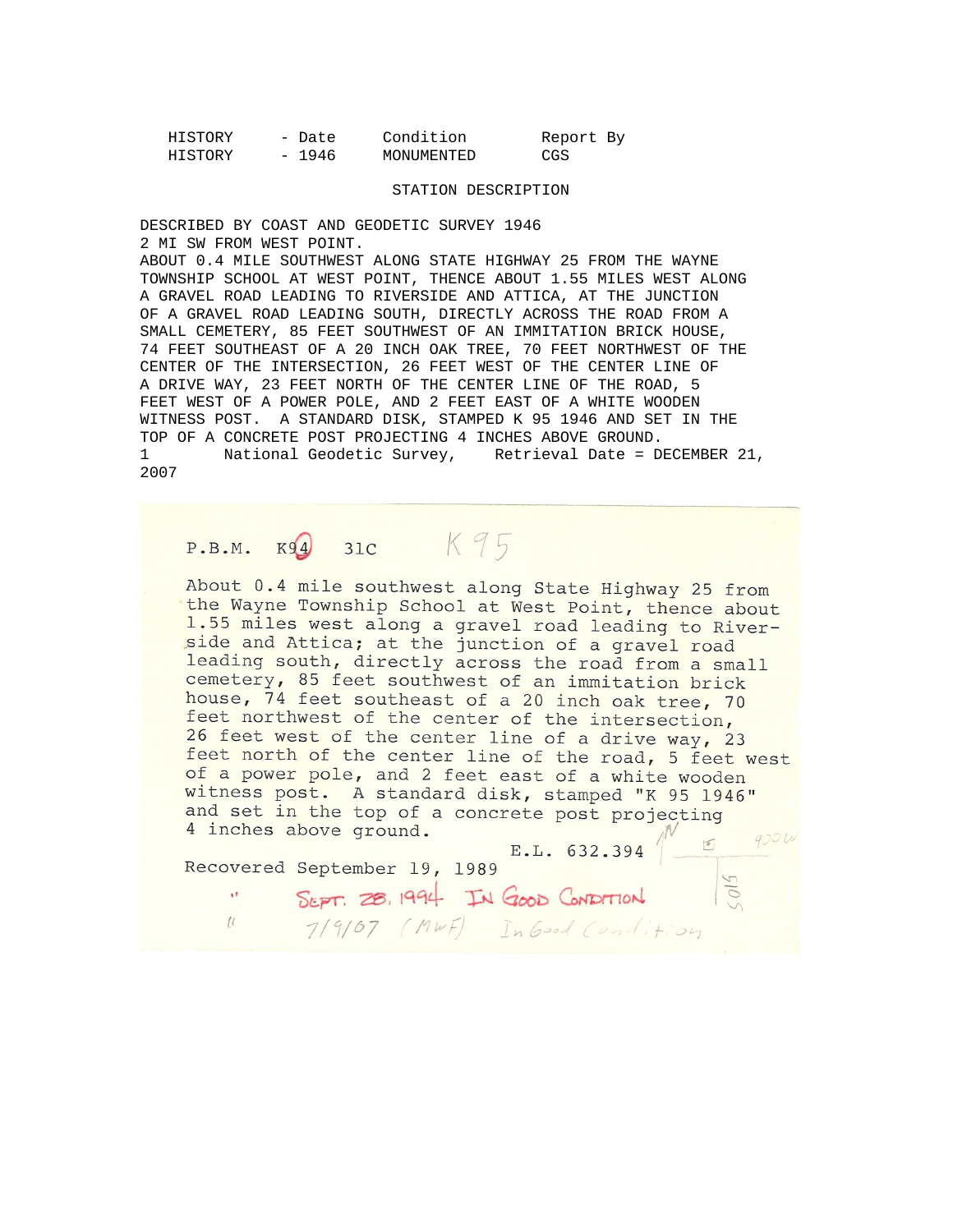| HISTORY | - Date | Condition | Report By |
|---|---|---|---|
| HISTORY | - 1946 | MONUMENTED | CGS |

STATION DESCRIPTION

DESCRIBED BY COAST AND GEODETIC SURVEY 1946
2 MI SW FROM WEST POINT.
ABOUT 0.4 MILE SOUTHWEST ALONG STATE HIGHWAY 25 FROM THE WAYNE TOWNSHIP SCHOOL AT WEST POINT, THENCE ABOUT 1.55 MILES WEST ALONG A GRAVEL ROAD LEADING TO RIVERSIDE AND ATTICA, AT THE JUNCTION OF A GRAVEL ROAD LEADING SOUTH, DIRECTLY ACROSS THE ROAD FROM A SMALL CEMETERY, 85 FEET SOUTHWEST OF AN IMMITATION BRICK HOUSE, 74 FEET SOUTHEAST OF A 20 INCH OAK TREE, 70 FEET NORTHWEST OF THE CENTER OF THE INTERSECTION, 26 FEET WEST OF THE CENTER LINE OF A DRIVE WAY, 23 FEET NORTH OF THE CENTER LINE OF THE ROAD, 5 FEET WEST OF A POWER POLE, AND 2 FEET EAST OF A WHITE WOODEN WITNESS POST. A STANDARD DISK, STAMPED K 95 1946 AND SET IN THE TOP OF A CONCRETE POST PROJECTING 4 INCHES ABOVE GROUND.

1 National Geodetic Survey, Retrieval Date = DECEMBER 21, 2007

P.B.M. K94 31C K95

About 0.4 mile southwest along State Highway 25 from the Wayne Township School at West Point, thence about 1.55 miles west along a gravel road leading to Riverside and Attica; at the junction of a gravel road leading south, directly across the road from a small cemetery, 85 feet southwest of an immitation brick house, 74 feet southeast of a 20 inch oak tree, 70 feet northwest of the center of the intersection, 26 feet west of the center line of a drive way, 23 feet north of the center line of the road, 5 feet west of a power pole, and 2 feet east of a white wooden witness post. A standard disk, stamped "K 95 1946" and set in the top of a concrete post projecting 4 inches above ground.

E.L. 632.394

N 900 W 50 S

Recovered September 19, 1989
" Sept. 28, 1994 In Good Condition
" 7/9/07 (MWF) In Good Condition